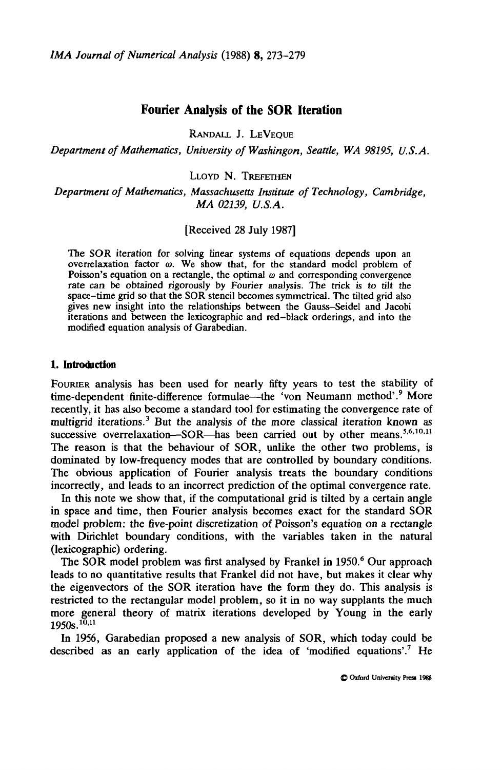*IMA Journal of Numerical Analysis* (1988) **8**, 273–279

# Fourier Analysis of the SOR Iteration

RANDALL J. LEVEQUE

*Department of Mathematics, University of Washingon, Seattle, WA 98195, U.S.A.*

LLOYD N. TREFETHEN

*Department of Mathematics, Massachusetts Institute of Technology, Cambridge, MA 02139, U.S.A.*

[Received 28 July 1987]

The SOR iteration for solving linear systems of equations depends upon an overrelaxation factor $\omega$. We show that, for the standard model problem of Poisson's equation on a rectangle, the optimal $\omega$ and corresponding convergence rate can be obtained rigorously by Fourier analysis. The trick is to tilt the space–time grid so that the SOR stencil becomes symmetrical. The tilted grid also gives new insight into the relationships between the Gauss–Seidel and Jacobi iterations and between the lexicographic and red–black orderings, and into the modified equation analysis of Garabedian.

## 1. Introduction

FOURIER analysis has been used for nearly fifty years to test the stability of time-dependent finite-difference formulae—the 'von Neumann method'.[9] More recently, it has also become a standard tool for estimating the convergence rate of multigrid iterations.[3] But the analysis of the more classical iteration known as successive overrelaxation—SOR—has been carried out by other means.[5,6,10,11] The reason is that the behaviour of SOR, unlike the other two problems, is dominated by low-frequency modes that are controlled by boundary conditions. The obvious application of Fourier analysis treats the boundary conditions incorrectly, and leads to an incorrect prediction of the optimal convergence rate.

In this note we show that, if the computational grid is tilted by a certain angle in space and time, then Fourier analysis becomes exact for the standard SOR model problem: the five-point discretization of Poisson's equation on a rectangle with Dirichlet boundary conditions, with the variables taken in the natural (lexicographic) ordering.

The SOR model problem was first analysed by Frankel in 1950.[6] Our approach leads to no quantitative results that Frankel did not have, but makes it clear why the eigenvectors of the SOR iteration have the form they do. This analysis is restricted to the rectangular model problem, so it in no way supplants the much more general theory of matrix iterations developed by Young in the early 1950s.[10,11]

In 1956, Garabedian proposed a new analysis of SOR, which today could be described as an early application of the idea of 'modified equations'.[7] He

© Oxford University Press 1988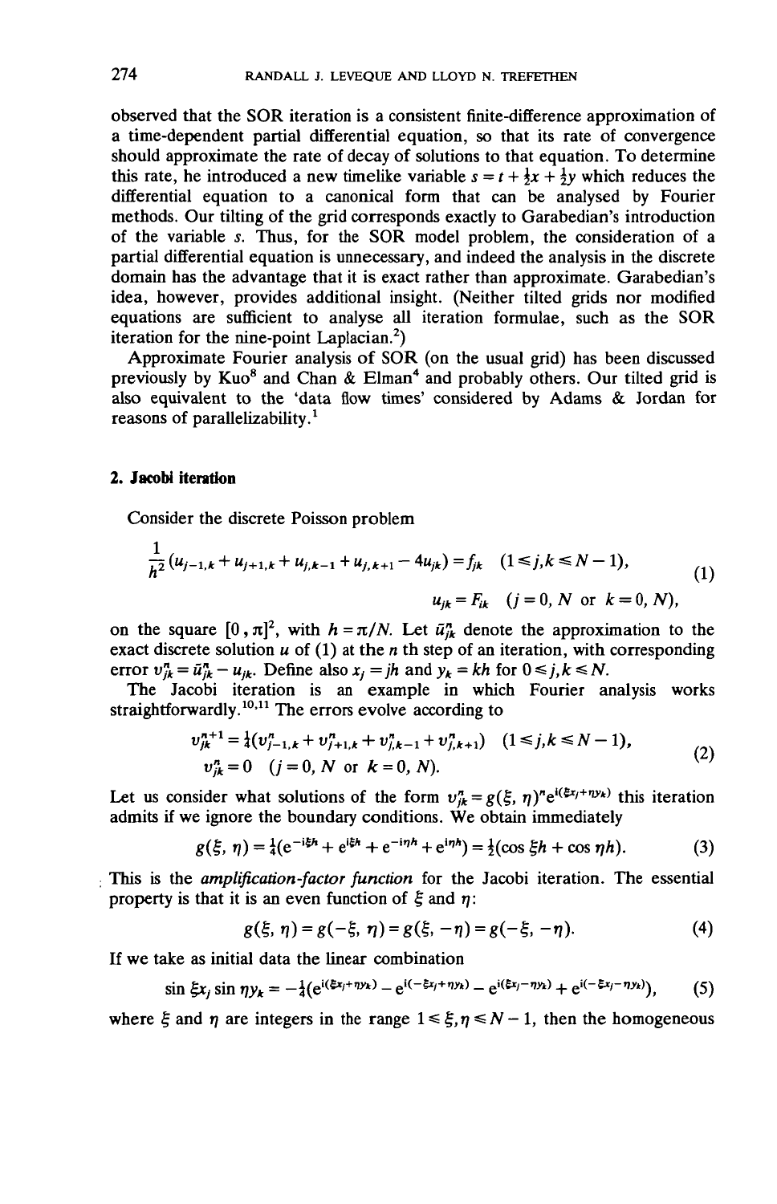observed that the SOR iteration is a consistent finite-difference approximation of a time-dependent partial differential equation, so that its rate of convergence should approximate the rate of decay of solutions to that equation. To determine this rate, he introduced a new timelike variable $s = t + \frac{1}{2}x + \frac{1}{2}y$ which reduces the differential equation to a canonical form that can be analysed by Fourier methods. Our tilting of the grid corresponds exactly to Garabedian's introduction of the variable $s$. Thus, for the SOR model problem, the consideration of a partial differential equation is unnecessary, and indeed the analysis in the discrete domain has the advantage that it is exact rather than approximate. Garabedian's idea, however, provides additional insight. (Neither tilted grids nor modified equations are sufficient to analyse all iteration formulae, such as the SOR iteration for the nine-point Laplacian.[2])

Approximate Fourier analysis of SOR (on the usual grid) has been discussed previously by Kuo[8] and Chan & Elman[4] and probably others. Our tilted grid is also equivalent to the 'data flow times' considered by Adams & Jordan for reasons of parallelizability.[1]

## 2. Jacobi iteration

Consider the discrete Poisson problem

$$\frac{1}{h^2}(u_{j-1,k} + u_{j+1,k} + u_{j,k-1} + u_{j,k+1} - 4u_{jk}) = f_{jk} \quad (1 \leqslant j,k \leqslant N-1),$$
$$u_{jk} = F_{jk} \quad (j = 0, N \text{ or } k = 0, N), \tag{1}$$

on the square $[0, \pi]^2$, with $h = \pi/N$. Let $\tilde{u}^n_{jk}$ denote the approximation to the exact discrete solution $u$ of (1) at the $n$ th step of an iteration, with corresponding error $v^n_{jk} = \tilde{u}^n_{jk} - u_{jk}$. Define also $x_j = jh$ and $y_k = kh$ for $0 \leqslant j,k \leqslant N$.

The Jacobi iteration is an example in which Fourier analysis works straightforwardly.[10,11] The errors evolve according to

$$v^{n+1}_{jk} = \tfrac{1}{4}(v^n_{j-1,k} + v^n_{j+1,k} + v^n_{j,k-1} + v^n_{j,k+1}) \quad (1 \leqslant j,k \leqslant N-1),$$
$$v^n_{jk} = 0 \quad (j = 0, N \text{ or } k = 0, N). \tag{2}$$

Let us consider what solutions of the form $v^n_{jk} = g(\xi, \eta)^n e^{i(\xi x_j + \eta y_k)}$ this iteration admits if we ignore the boundary conditions. We obtain immediately

$$g(\xi, \eta) = \tfrac{1}{4}(e^{-i\xi h} + e^{i\xi h} + e^{-i\eta h} + e^{i\eta h}) = \tfrac{1}{2}(\cos \xi h + \cos \eta h). \tag{3}$$

This is the *amplification-factor function* for the Jacobi iteration. The essential property is that it is an even function of $\xi$ and $\eta$:

$$g(\xi, \eta) = g(-\xi, \eta) = g(\xi, -\eta) = g(-\xi, -\eta). \tag{4}$$

If we take as initial data the linear combination

$$\sin \xi x_j \sin \eta y_k = -\tfrac{1}{4}(e^{i(\xi x_j + \eta y_k)} - e^{i(-\xi x_j + \eta y_k)} - e^{i(\xi x_j - \eta y_k)} + e^{i(-\xi x_j - \eta y_k)}), \tag{5}$$

where $\xi$ and $\eta$ are integers in the range $1 \leqslant \xi, \eta \leqslant N-1$, then the homogeneous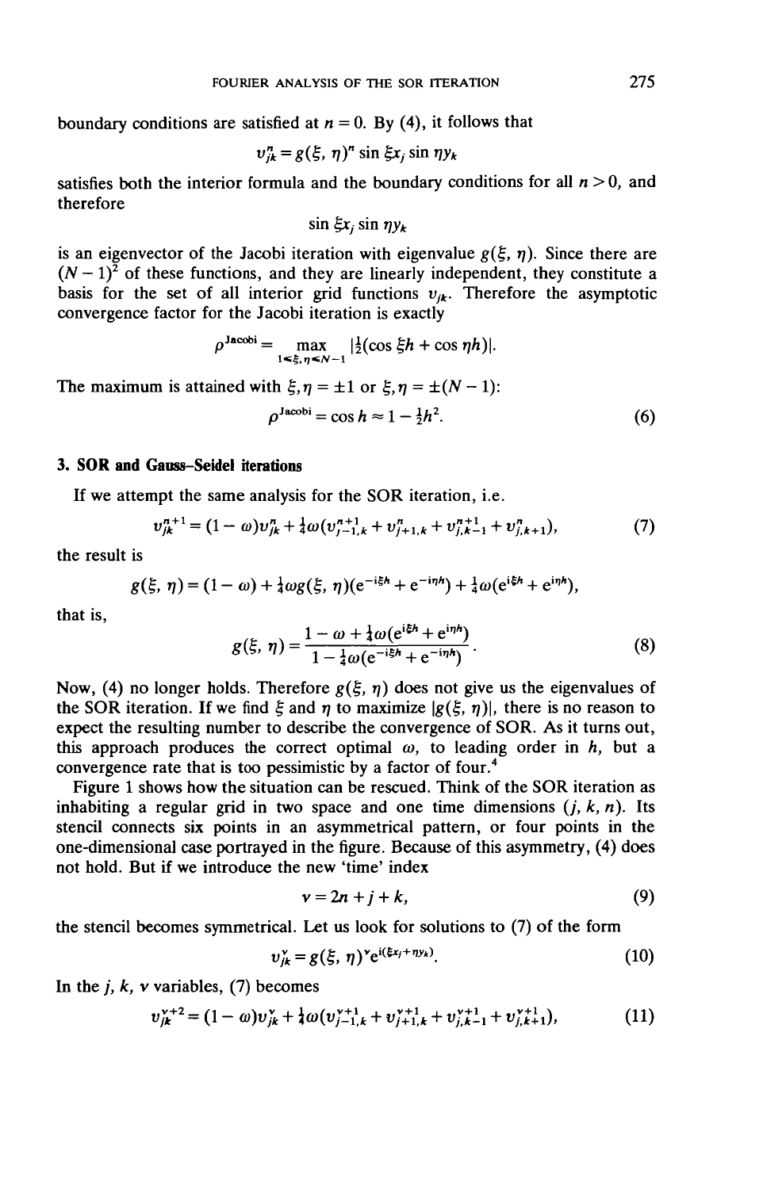boundary conditions are satisfied at $n = 0$. By (4), it follows that

$$v_{jk}^n = g(\xi, \eta)^n \sin \xi x_j \sin \eta y_k$$

satisfies both the interior formula and the boundary conditions for all $n > 0$, and therefore

$$\sin \xi x_j \sin \eta y_k$$

is an eigenvector of the Jacobi iteration with eigenvalue $g(\xi, \eta)$. Since there are $(N-1)^2$ of these functions, and they are linearly independent, they constitute a basis for the set of all interior grid functions $v_{jk}$. Therefore the asymptotic convergence factor for the Jacobi iteration is exactly

$$\rho^{\text{Jacobi}} = \max_{1 \leq \xi, \eta \leq N-1} |\tfrac{1}{2}(\cos \xi h + \cos \eta h)|.$$

The maximum is attained with $\xi, \eta = \pm 1$ or $\xi, \eta = \pm(N-1)$:

$$\rho^{\text{Jacobi}} = \cos h \approx 1 - \tfrac{1}{2}h^2. \tag{6}$$

## 3. SOR and Gauss–Seidel iterations

If we attempt the same analysis for the SOR iteration, i.e.

$$v_{jk}^{n+1} = (1-\omega)v_{jk}^n + \tfrac{1}{4}\omega(v_{j-1,k}^{n+1} + v_{j+1,k}^n + v_{j,k-1}^{n+1} + v_{j,k+1}^n), \tag{7}$$

the result is

$$g(\xi, \eta) = (1-\omega) + \tfrac{1}{4}\omega g(\xi, \eta)(e^{-i\xi h} + e^{-i\eta h}) + \tfrac{1}{4}\omega(e^{i\xi h} + e^{i\eta h}),$$

that is,

$$g(\xi, \eta) = \frac{1 - \omega + \tfrac{1}{4}\omega(e^{i\xi h} + e^{i\eta h})}{1 - \tfrac{1}{4}\omega(e^{-i\xi h} + e^{-i\eta h})}. \tag{8}$$

Now, (4) no longer holds. Therefore $g(\xi, \eta)$ does not give us the eigenvalues of the SOR iteration. If we find $\xi$ and $\eta$ to maximize $|g(\xi, \eta)|$, there is no reason to expect the resulting number to describe the convergence of SOR. As it turns out, this approach produces the correct optimal $\omega$, to leading order in $h$, but a convergence rate that is too pessimistic by a factor of four.[4]

Figure 1 shows how the situation can be rescued. Think of the SOR iteration as inhabiting a regular grid in two space and one time dimensions $(j, k, n)$. Its stencil connects six points in an asymmetrical pattern, or four points in the one-dimensional case portrayed in the figure. Because of this asymmetry, (4) does not hold. But if we introduce the new 'time' index

$$\nu = 2n + j + k, \tag{9}$$

the stencil becomes symmetrical. Let us look for solutions to (7) of the form

$$v_{jk}^\nu = g(\xi, \eta)^\nu e^{i(\xi x_j + \eta y_k)}. \tag{10}$$

In the $j$, $k$, $\nu$ variables, (7) becomes

$$v_{jk}^{\nu+2} = (1-\omega)v_{jk}^\nu + \tfrac{1}{4}\omega(v_{j-1,k}^{\nu+1} + v_{j+1,k}^{\nu+1} + v_{j,k-1}^{\nu+1} + v_{j,k+1}^{\nu+1}), \tag{11}$$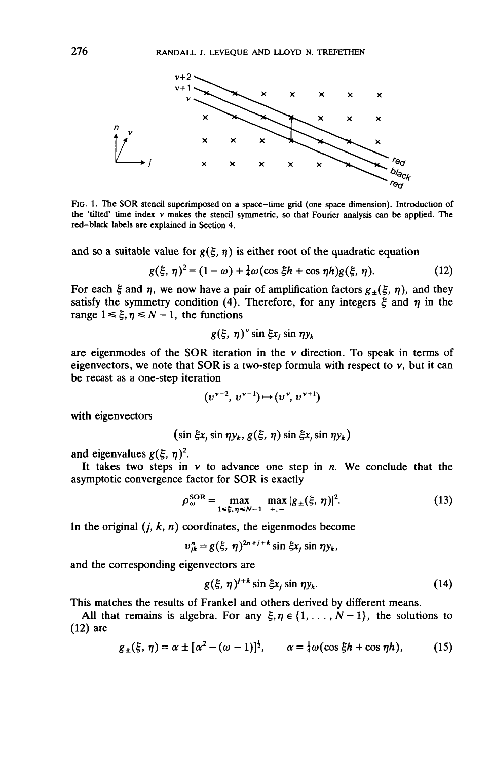FIG. 1. The SOR stencil superimposed on a space–time grid (one space dimension). Introduction of the 'tilted' time index $v$ makes the stencil symmetric, so that Fourier analysis can be applied. The red–black labels are explained in Section 4.

and so a suitable value for $g(\xi, \eta)$ is either root of the quadratic equation

$$g(\xi, \eta)^2 = (1 - \omega) + \tfrac{1}{4}\omega(\cos \xi h + \cos \eta h) g(\xi, \eta). \tag{12}$$

For each $\xi$ and $\eta$, we now have a pair of amplification factors $g_\pm(\xi, \eta)$, and they satisfy the symmetry condition (4). Therefore, for any integers $\xi$ and $\eta$ in the range $1 \leq \xi, \eta \leq N-1$, the functions

$$g(\xi, \eta)^v \sin \xi x_j \sin \eta y_k$$

are eigenmodes of the SOR iteration in the $v$ direction. To speak in terms of eigenvectors, we note that SOR is a two-step formula with respect to $v$, but it can be recast as a one-step iteration

$$(v^{v-2}, v^{v-1}) \mapsto (v^v, v^{v+1})$$

with eigenvectors

$$\left(\sin \xi x_j \sin \eta y_k,\; g(\xi, \eta) \sin \xi x_j \sin \eta y_k\right)$$

and eigenvalues $g(\xi, \eta)^2$.

It takes two steps in $v$ to advance one step in $n$. We conclude that the asymptotic convergence factor for SOR is exactly

$$\rho_\omega^{\mathrm{SOR}} = \max_{1 \leq \xi, \eta \leq N-1} \max_{+,-} |g_\pm(\xi, \eta)|^2. \tag{13}$$

In the original $(j, k, n)$ coordinates, the eigenmodes become

$$v_{jk}^n = g(\xi, \eta)^{2n+j+k} \sin \xi x_j \sin \eta y_k,$$

and the corresponding eigenvectors are

$$g(\xi, \eta)^{j+k} \sin \xi x_j \sin \eta y_k. \tag{14}$$

This matches the results of Frankel and others derived by different means.

All that remains is algebra. For any $\xi, \eta \in \{1, \ldots, N-1\}$, the solutions to (12) are

$$g_\pm(\xi, \eta) = \alpha \pm [\alpha^2 - (\omega - 1)]^{\frac{1}{2}}, \qquad \alpha = \tfrac{1}{4}\omega(\cos \xi h + \cos \eta h), \tag{15}$$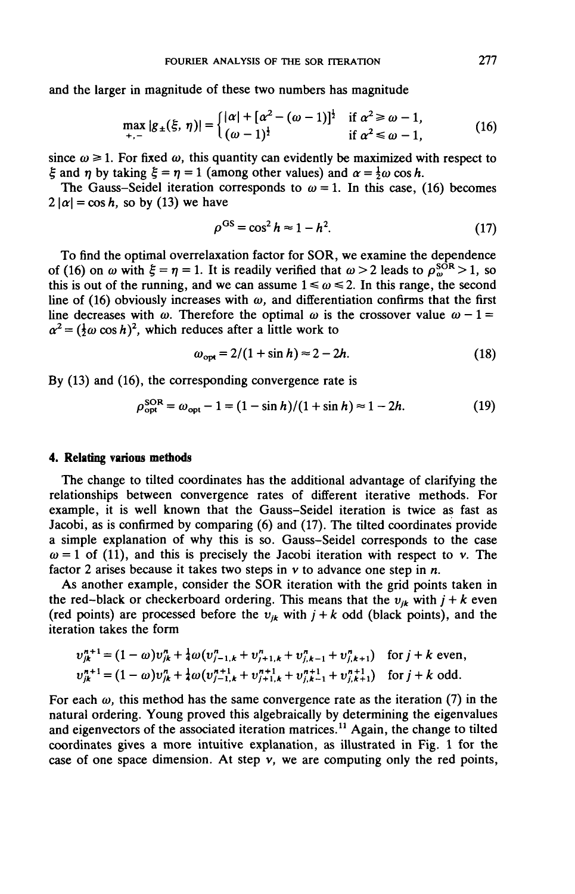and the larger in magnitude of these two numbers has magnitude

$$\max_{+,-} |g_{\pm}(\xi, \eta)| = \begin{cases} |\alpha| + [\alpha^2 - (\omega - 1)]^{\frac{1}{2}} & \text{if } \alpha^2 \geq \omega - 1, \\ (\omega - 1)^{\frac{1}{2}} & \text{if } \alpha^2 \leq \omega - 1, \end{cases} \tag{16}$$

since $\omega \geq 1$. For fixed $\omega$, this quantity can evidently be maximized with respect to $\xi$ and $\eta$ by taking $\xi = \eta = 1$ (among other values) and $\alpha = \frac{1}{2}\omega \cos h$.

The Gauss-Seidel iteration corresponds to $\omega = 1$. In this case, (16) becomes $2|\alpha| = \cos h$, so by (13) we have

$$\rho^{\text{GS}} = \cos^2 h \approx 1 - h^2. \tag{17}$$

To find the optimal overrelaxation factor for SOR, we examine the dependence of (16) on $\omega$ with $\xi = \eta = 1$. It is readily verified that $\omega > 2$ leads to $\rho_{\omega}^{\text{SOR}} > 1$, so this is out of the running, and we can assume $1 \leq \omega \leq 2$. In this range, the second line of (16) obviously increases with $\omega$, and differentiation confirms that the first line decreases with $\omega$. Therefore the optimal $\omega$ is the crossover value $\omega - 1 = \alpha^2 = (\frac{1}{2}\omega \cos h)^2$, which reduces after a little work to

$$\omega_{\text{opt}} = 2/(1 + \sin h) \approx 2 - 2h. \tag{18}$$

By (13) and (16), the corresponding convergence rate is

$$\rho_{\text{opt}}^{\text{SOR}} = \omega_{\text{opt}} - 1 = (1 - \sin h)/(1 + \sin h) \approx 1 - 2h. \tag{19}$$

## 4. Relating various methods

The change to tilted coordinates has the additional advantage of clarifying the relationships between convergence rates of different iterative methods. For example, it is well known that the Gauss-Seidel iteration is twice as fast as Jacobi, as is confirmed by comparing (6) and (17). The tilted coordinates provide a simple explanation of why this is so. Gauss-Seidel corresponds to the case $\omega = 1$ of (11), and this is precisely the Jacobi iteration with respect to $\nu$. The factor 2 arises because it takes two steps in $\nu$ to advance one step in $n$.

As another example, consider the SOR iteration with the grid points taken in the red–black or checkerboard ordering. This means that the $v_{jk}$ with $j + k$ even (red points) are processed before the $v_{jk}$ with $j + k$ odd (black points), and the iteration takes the form

$$v_{jk}^{n+1} = (1 - \omega)v_{jk}^{n} + \tfrac{1}{4}\omega(v_{j-1,k}^{n} + v_{j+1,k}^{n} + v_{j,k-1}^{n} + v_{j,k+1}^{n}) \quad \text{for } j + k \text{ even,}$$

$$v_{jk}^{n+1} = (1 - \omega)v_{jk}^{n} + \tfrac{1}{4}\omega(v_{j-1,k}^{n+1} + v_{j+1,k}^{n+1} + v_{j,k-1}^{n+1} + v_{j,k+1}^{n+1}) \quad \text{for } j + k \text{ odd.}$$

For each $\omega$, this method has the same convergence rate as the iteration (7) in the natural ordering. Young proved this algebraically by determining the eigenvalues and eigenvectors of the associated iteration matrices.[11] Again, the change to tilted coordinates gives a more intuitive explanation, as illustrated in Fig. 1 for the case of one space dimension. At step $\nu$, we are computing only the red points,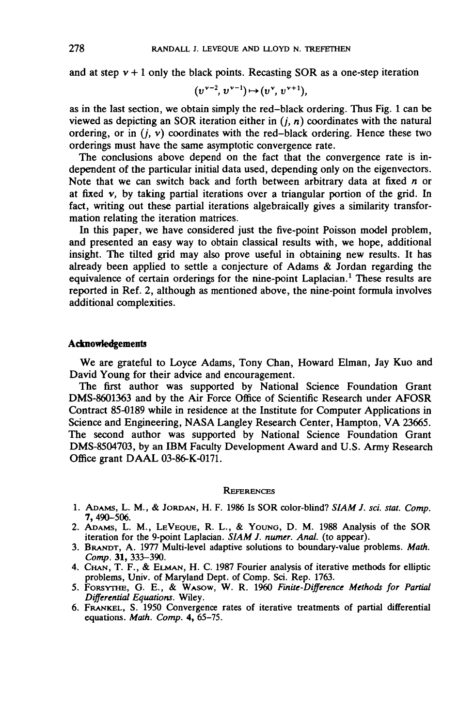and at step $v+1$ only the black points. Recasting SOR as a one-step iteration

$$(v^{v-2}, v^{v-1}) \mapsto (v^{v}, v^{v+1}),$$

as in the last section, we obtain simply the red–black ordering. Thus Fig. 1 can be viewed as depicting an SOR iteration either in $(j, n)$ coordinates with the natural ordering, or in $(j, v)$ coordinates with the red–black ordering. Hence these two orderings must have the same asymptotic convergence rate.

The conclusions above depend on the fact that the convergence rate is independent of the particular initial data used, depending only on the eigenvectors. Note that we can switch back and forth between arbitrary data at fixed $n$ or at fixed $v$, by taking partial iterations over a triangular portion of the grid. In fact, writing out these partial iterations algebraically gives a similarity transformation relating the iteration matrices.

In this paper, we have considered just the five-point Poisson model problem, and presented an easy way to obtain classical results with, we hope, additional insight. The tilted grid may also prove useful in obtaining new results. It has already been applied to settle a conjecture of Adams & Jordan regarding the equivalence of certain orderings for the nine-point Laplacian.[1] These results are reported in Ref. 2, although as mentioned above, the nine-point formula involves additional complexities.

## Acknowledgements

We are grateful to Loyce Adams, Tony Chan, Howard Elman, Jay Kuo and David Young for their advice and encouragement.

The first author was supported by National Science Foundation Grant DMS-8601363 and by the Air Force Office of Scientific Research under AFOSR Contract 85-0189 while in residence at the Institute for Computer Applications in Science and Engineering, NASA Langley Research Center, Hampton, VA 23665. The second author was supported by National Science Foundation Grant DMS-8504703, by an IBM Faculty Development Award and U.S. Army Research Office grant DAAL 03-86-K-0171.

## References

1. Adams, L. M., & Jordan, H. F. 1986 Is SOR color-blind? *SIAM J. sci. stat. Comp.* **7,** 490–506.
2. Adams, L. M., LeVeque, R. L., & Young, D. M. 1988 Analysis of the SOR iteration for the 9-point Laplacian. *SIAM J. numer. Anal.* (to appear).
3. Brandt, A. 1977 Multi-level adaptive solutions to boundary-value problems. *Math. Comp.* **31,** 333–390.
4. Chan, T. F., & Elman, H. C. 1987 Fourier analysis of iterative methods for elliptic problems, Univ. of Maryland Dept. of Comp. Sci. Rep. 1763.
5. Forsythe, G. E., & Wasow, W. R. 1960 *Finite-Difference Methods for Partial Differential Equations.* Wiley.
6. Frankel, S. 1950 Convergence rates of iterative treatments of partial differential equations. *Math. Comp.* **4,** 65–75.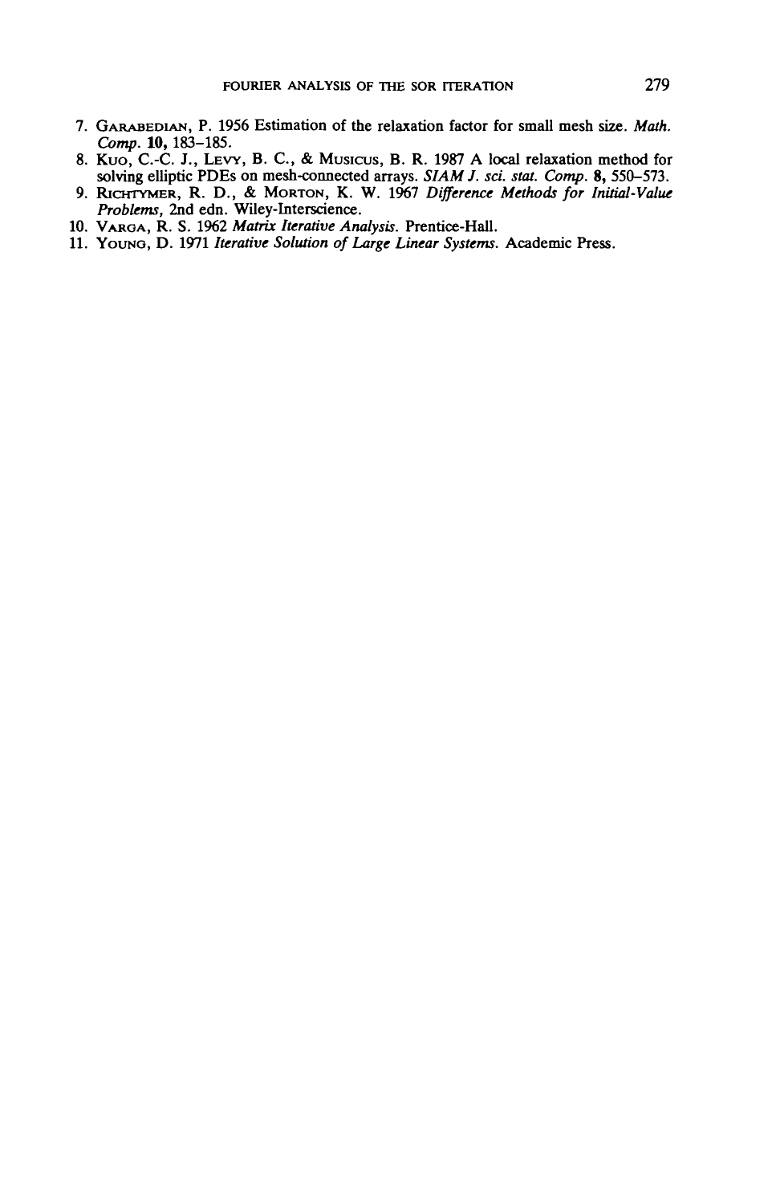7. GARABEDIAN, P. 1956 Estimation of the relaxation factor for small mesh size. *Math. Comp.* **10**, 183–185.
8. KUO, C.-C. J., LEVY, B. C., & MUSICUS, B. R. 1987 A local relaxation method for solving elliptic PDEs on mesh-connected arrays. *SIAM J. sci. stat. Comp.* **8**, 550–573.
9. RICHTMYER, R. D., & MORTON, K. W. 1967 *Difference Methods for Initial-Value Problems*, 2nd edn. Wiley-Interscience.
10. VARGA, R. S. 1962 *Matrix Iterative Analysis*. Prentice-Hall.
11. YOUNG, D. 1971 *Iterative Solution of Large Linear Systems*. Academic Press.